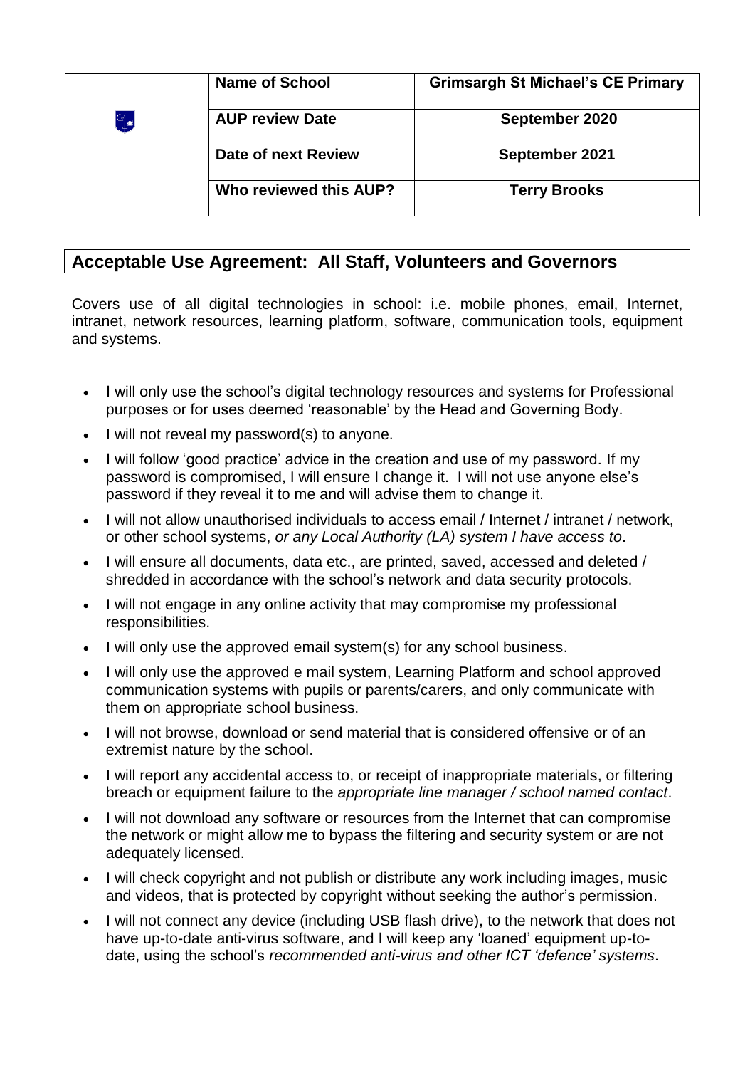| | Name of School | Grimsargh St Michael's CE Primary |
|---|---|---|
| | **AUP review Date** | **September 2020** |
| | **Date of next Review** | **September 2021** |
| | **Who reviewed this AUP?** | **Terry Brooks** |

## Acceptable Use Agreement: All Staff, Volunteers and Governors

Covers use of all digital technologies in school: i.e. mobile phones, email, Internet, intranet, network resources, learning platform, software, communication tools, equipment and systems.

- I will only use the school's digital technology resources and systems for Professional purposes or for uses deemed 'reasonable' by the Head and Governing Body.
- I will not reveal my password(s) to anyone.
- I will follow 'good practice' advice in the creation and use of my password. If my password is compromised, I will ensure I change it. I will not use anyone else's password if they reveal it to me and will advise them to change it.
- I will not allow unauthorised individuals to access email / Internet / intranet / network, or other school systems, *or any Local Authority (LA) system I have access to*.
- I will ensure all documents, data etc., are printed, saved, accessed and deleted / shredded in accordance with the school's network and data security protocols.
- I will not engage in any online activity that may compromise my professional responsibilities.
- I will only use the approved email system(s) for any school business.
- I will only use the approved e mail system, Learning Platform and school approved communication systems with pupils or parents/carers, and only communicate with them on appropriate school business.
- I will not browse, download or send material that is considered offensive or of an extremist nature by the school.
- I will report any accidental access to, or receipt of inappropriate materials, or filtering breach or equipment failure to the *appropriate line manager / school named contact*.
- I will not download any software or resources from the Internet that can compromise the network or might allow me to bypass the filtering and security system or are not adequately licensed.
- I will check copyright and not publish or distribute any work including images, music and videos, that is protected by copyright without seeking the author's permission.
- I will not connect any device (including USB flash drive), to the network that does not have up-to-date anti-virus software, and I will keep any 'loaned' equipment up-to-date, using the school's *recommended anti-virus and other ICT 'defence' systems*.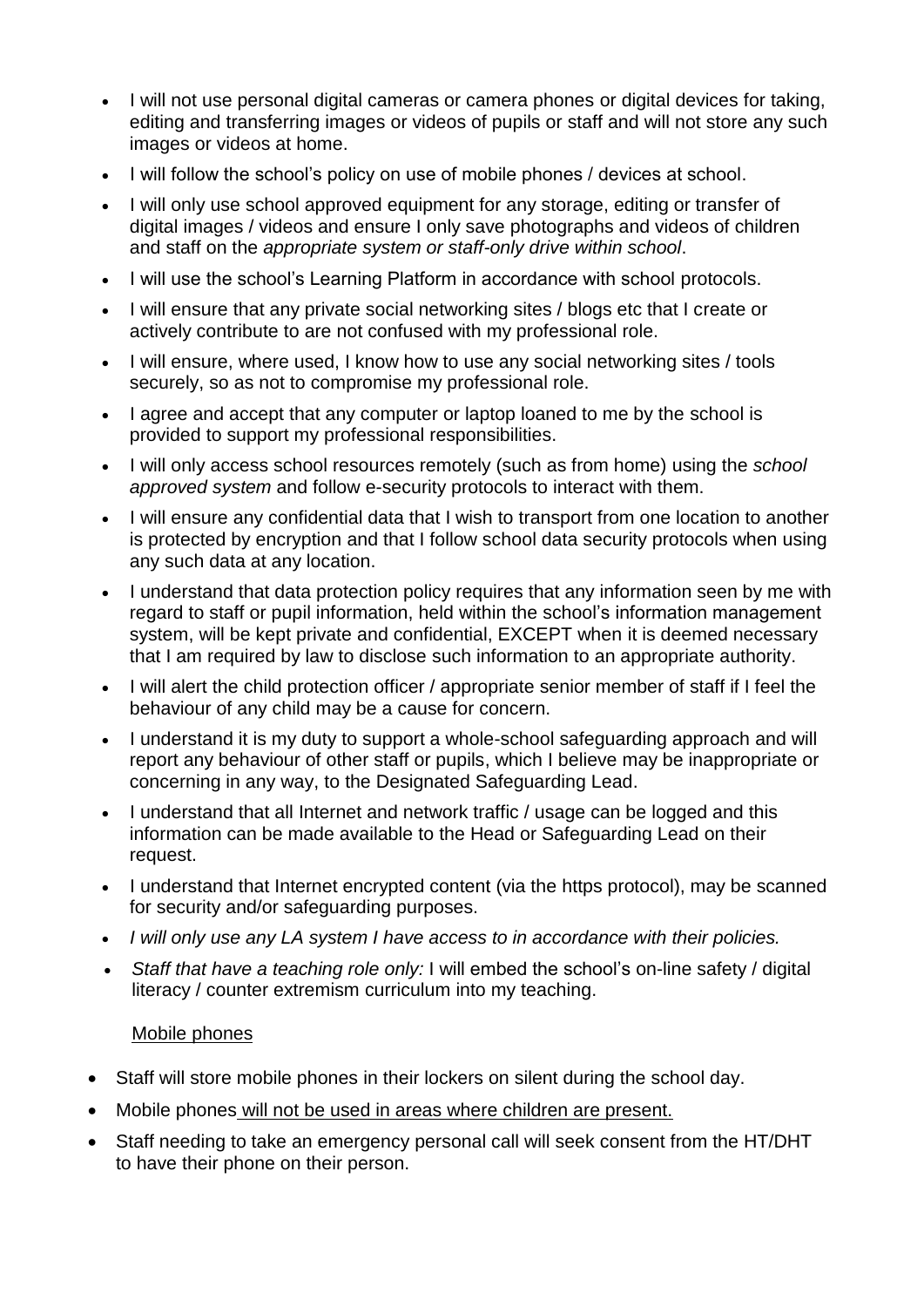- I will not use personal digital cameras or camera phones or digital devices for taking, editing and transferring images or videos of pupils or staff and will not store any such images or videos at home.
- I will follow the school's policy on use of mobile phones / devices at school.
- I will only use school approved equipment for any storage, editing or transfer of digital images / videos and ensure I only save photographs and videos of children and staff on the *appropriate system or staff-only drive within school*.
- I will use the school's Learning Platform in accordance with school protocols.
- I will ensure that any private social networking sites / blogs etc that I create or actively contribute to are not confused with my professional role.
- I will ensure, where used, I know how to use any social networking sites / tools securely, so as not to compromise my professional role.
- I agree and accept that any computer or laptop loaned to me by the school is provided to support my professional responsibilities.
- I will only access school resources remotely (such as from home) using the *school approved system* and follow e-security protocols to interact with them.
- I will ensure any confidential data that I wish to transport from one location to another is protected by encryption and that I follow school data security protocols when using any such data at any location.
- I understand that data protection policy requires that any information seen by me with regard to staff or pupil information, held within the school's information management system, will be kept private and confidential, EXCEPT when it is deemed necessary that I am required by law to disclose such information to an appropriate authority.
- I will alert the child protection officer / appropriate senior member of staff if I feel the behaviour of any child may be a cause for concern.
- I understand it is my duty to support a whole-school safeguarding approach and will report any behaviour of other staff or pupils, which I believe may be inappropriate or concerning in any way, to the Designated Safeguarding Lead.
- I understand that all Internet and network traffic / usage can be logged and this information can be made available to the Head or Safeguarding Lead on their request.
- I understand that Internet encrypted content (via the https protocol), may be scanned for security and/or safeguarding purposes.
- *I will only use any LA system I have access to in accordance with their policies.*
- *Staff that have a teaching role only:* I will embed the school's on-line safety / digital literacy / counter extremism curriculum into my teaching.

<u>Mobile phones</u>

- Staff will store mobile phones in their lockers on silent during the school day.
- Mobile phones <u>will not be used in areas where children are present.</u>
- Staff needing to take an emergency personal call will seek consent from the HT/DHT to have their phone on their person.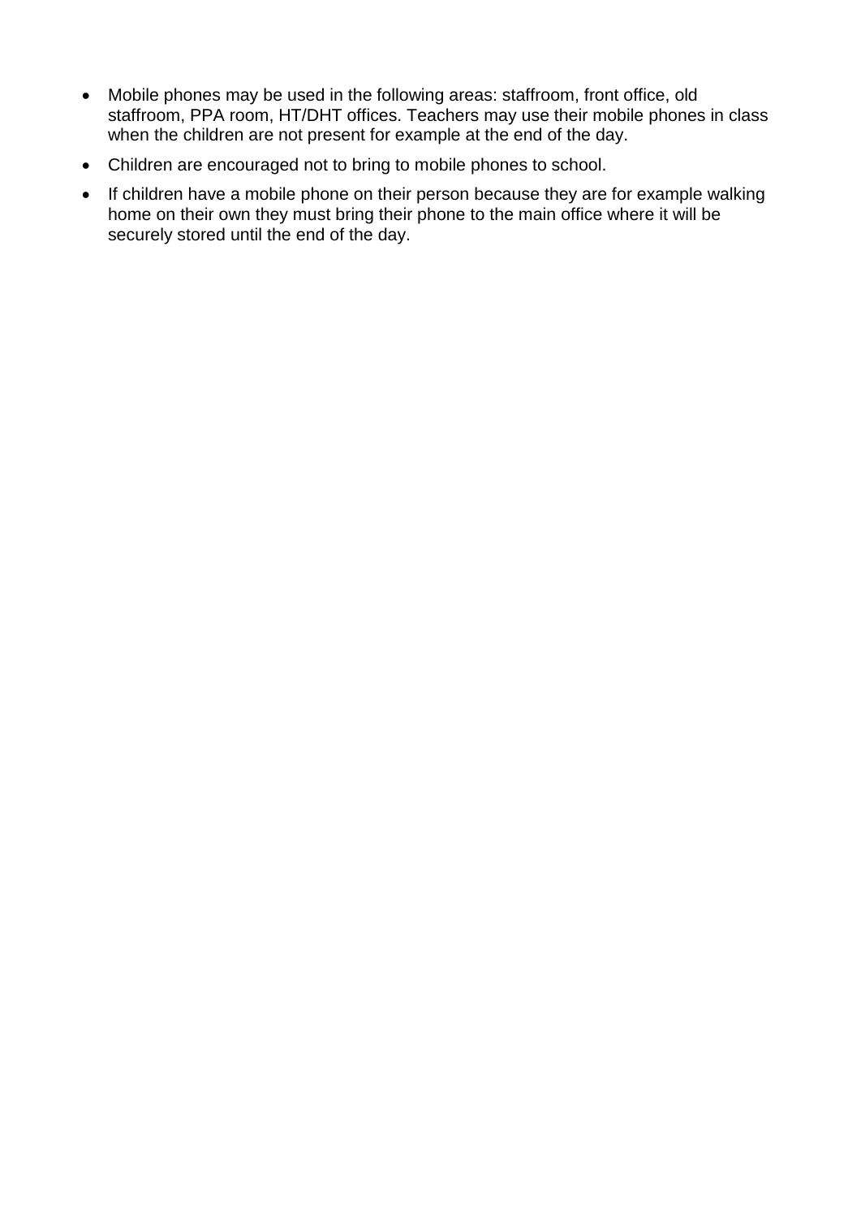- Mobile phones may be used in the following areas: staffroom, front office, old staffroom, PPA room, HT/DHT offices. Teachers may use their mobile phones in class when the children are not present for example at the end of the day.
- Children are encouraged not to bring to mobile phones to school.
- If children have a mobile phone on their person because they are for example walking home on their own they must bring their phone to the main office where it will be securely stored until the end of the day.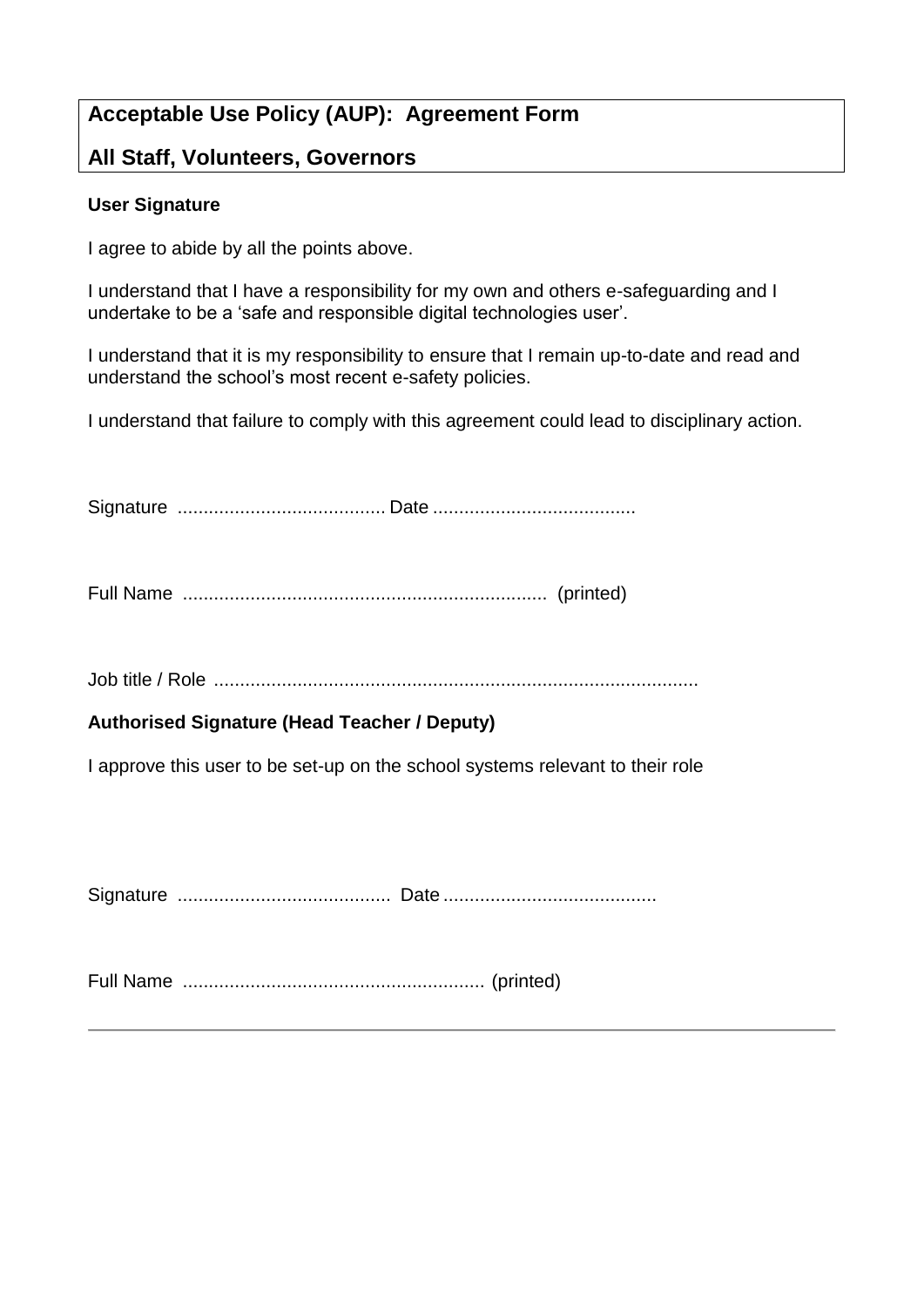## Acceptable Use Policy (AUP): Agreement Form

## All Staff, Volunteers, Governors

**User Signature**

I agree to abide by all the points above.

I understand that I have a responsibility for my own and others e-safeguarding and I undertake to be a 'safe and responsible digital technologies user'.

I understand that it is my responsibility to ensure that I remain up-to-date and read and understand the school's most recent e-safety policies.

I understand that failure to comply with this agreement could lead to disciplinary action.

Signature ....................................... Date .......................................

Full Name ..................................................................... (printed)

Job title / Role ............................................................................................

**Authorised Signature (Head Teacher / Deputy)**

I approve this user to be set-up on the school systems relevant to their role

Signature ......................................... Date .........................................

Full Name ......................................................... (printed)

---